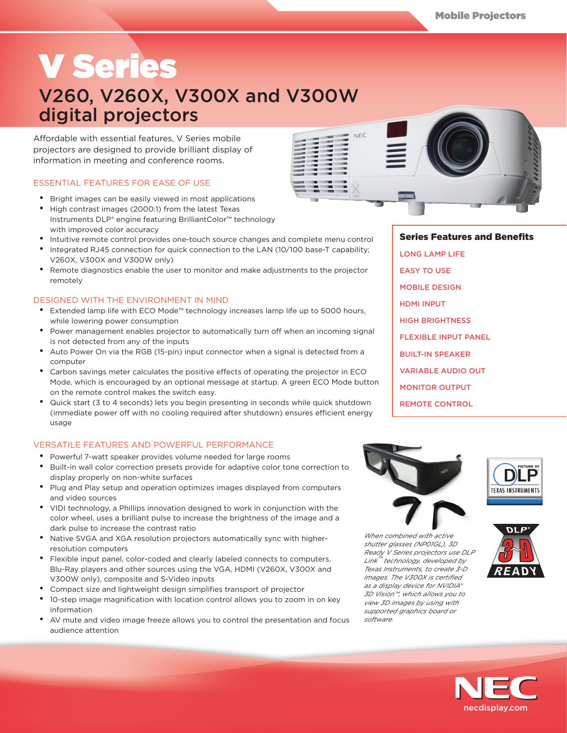Mobile Projectors

# V Series

## V260, V260X, V300X and V300W digital projectors

Affordable with essential features, V Series mobile projectors are designed to provide brilliant display of information in meeting and conference rooms.

### ESSENTIAL FEATURES FOR EASE OF USE

- Bright images can be easily viewed in most applications
- High contrast images (2000:1) from the latest Texas Instruments DLP® engine featuring BrilliantColor™ technology with improved color accuracy
- Intuitive remote control provides one-touch source changes and complete menu control
- Integrated RJ45 connection for quick connection to the LAN (10/100 base-T capability; V260X, V300X and V300W only)
- Remote diagnostics enable the user to monitor and make adjustments to the projector remotely

### DESIGNED WITH THE ENVIRONMENT IN MIND

- Extended lamp life with ECO Mode™ technology increases lamp life up to 5000 hours, while lowering power consumption
- Power management enables projector to automatically turn off when an incoming signal is not detected from any of the inputs
- Auto Power On via the RGB (15-pin) input connector when a signal is detected from a computer
- Carbon savings meter calculates the positive effects of operating the projector in ECO Mode, which is encouraged by an optional message at startup. A green ECO Mode button on the remote control makes the switch easy.
- Quick start (3 to 4 seconds) lets you begin presenting in seconds while quick shutdown (immediate power off with no cooling required after shutdown) ensures efficient energy usage

### VERSATILE FEATURES AND POWERFUL PERFORMANCE

- Powerful 7-watt speaker provides volume needed for large rooms
- Built-in wall color correction presets provide for adaptive color tone correction to display properly on non-white surfaces
- Plug and Play setup and operation optimizes images displayed from computers and video sources
- VIDI technology, a Phillips innovation designed to work in conjunction with the color wheel, uses a brilliant pulse to increase the brightness of the image and a dark pulse to increase the contrast ratio
- Native SVGA and XGA resolution projectors automatically sync with higher-resolution computers
- Flexible input panel, color-coded and clearly labeled connects to computers, Blu-Ray players and other sources using the VGA, HDMI (V260X, V300X and V300W only), composite and S-Video inputs
- Compact size and lightweight design simplifies transport of projector
- 10-step image magnification with location control allows you to zoom in on key information
- AV mute and video image freeze allows you to control the presentation and focus audience attention

### Series Features and Benefits

- LONG LAMP LIFE
- EASY TO USE
- MOBILE DESIGN
- HDMI INPUT
- HIGH BRIGHTNESS
- FLEXIBLE INPUT PANEL
- BUILT-IN SPEAKER
- VARIABLE AUDIO OUT
- MONITOR OUTPUT
- REMOTE CONTROL

*When combined with active shutter glasses (NP01GL), 3D Ready V Series projectors use DLP Link™ technology, developed by Texas Instruments, to create 3-D images. The V300X is certified as a display device for NVIDIA® 3D Vision™, which allows you to view 3D images by using with supported graphics board or software.*

NEC

necdisplay.com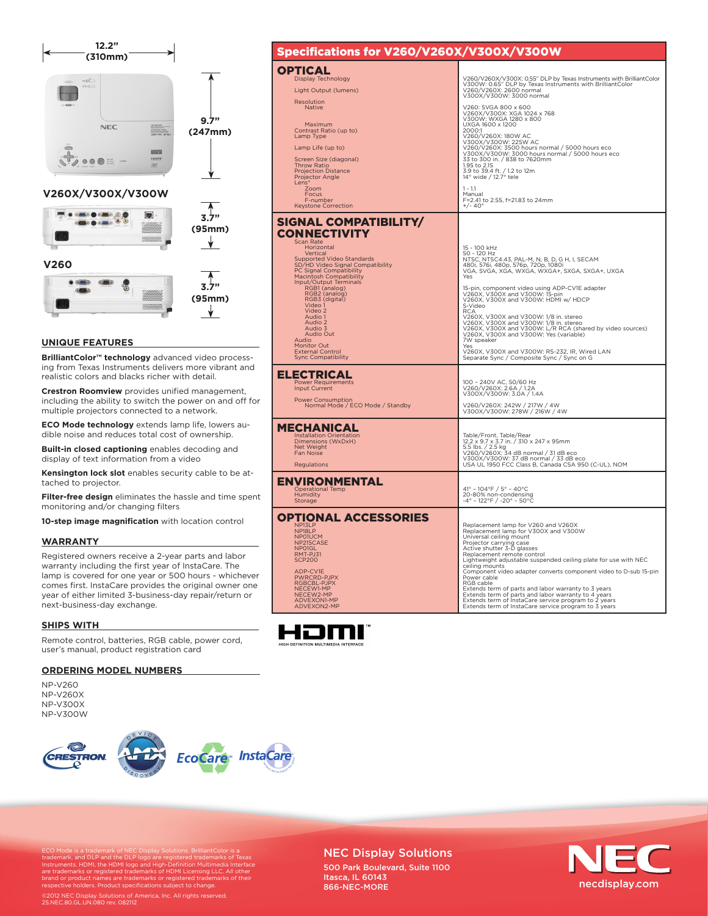12.2" (310mm)

9.7" (247mm)

V260X/V300X/V300W

3.7" (95mm)

V260

3.7" (95mm)

## UNIQUE FEATURES

**BrilliantColor™ technology** advanced video processing from Texas Instruments delivers more vibrant and realistic colors and blacks richer with detail.

**Crestron Roomview** provides unified management, including the ability to switch the power on and off for multiple projectors connected to a network.

**ECO Mode technology** extends lamp life, lowers audible noise and reduces total cost of ownership.

**Built-in closed captioning** enables decoding and display of text information from a video

**Kensington lock slot** enables security cable to be attached to projector.

**Filter-free design** eliminates the hassle and time spent monitoring and/or changing filters

**10-step image magnification** with location control

## WARRANTY

Registered owners receive a 2-year parts and labor warranty including the first year of InstaCare. The lamp is covered for one year or 500 hours - whichever comes first. InstaCare provides the original owner one year of either limited 3-business-day repair/return or next-business-day exchange.

## SHIPS WITH

Remote control, batteries, RGB cable, power cord, user's manual, product registration card

## ORDERING MODEL NUMBERS

NP-V260
NP-V260X
NP-V300X
NP-V300W

## Specifications for V260/V260X/V300X/V300W

| | |
|---|---|
| **OPTICAL** | |
| Display Technology | V260/V260X/V300X: 0.55" DLP by Texas Instruments with BrilliantColor<br>V300W: 0.65" DLP by Texas Instruments with BrilliantColor |
| Light Output (lumens) | V260/V260X: 2600 normal<br>V300X/V300W: 3000 normal |
| Resolution<br>Native | V260: SVGA 800 x 600<br>V260X/V300X: XGA 1024 x 768<br>V300W: WXGA 1280 x 800 |
| Maximum | UXGA 1600 x 1200 |
| Contrast Ratio (up to) | 2000:1 |
| Lamp Type | V260/V260X: 180W AC<br>V300X/V300W: 225W AC |
| Lamp Life (up to) | V260/V260X: 3500 hours normal / 5000 hours eco<br>V300X/V300W: 3000 hours normal / 5000 hours eco |
| Screen Size (diagonal) | 33 to 300 in. / 838 to 7620mm |
| Throw Ratio | 1.95 to 2.15 |
| Projection Distance | 3.9 to 39.4 ft. / 1.2 to 12m |
| Projector Angle | 14° wide / 12.7° tele |
| Lens*<br>Zoom | 1 - 1.1 |
| Focus | Manual |
| F-number | F=2.41 to 2.55, f=21.83 to 24mm |
| Keystone Correction | +/- 40° |
| **SIGNAL COMPATIBILITY/ CONNECTIVITY** | |
| Scan Rate<br>Horizontal | 15 - 100 kHz |
| Vertical | 50 - 120 Hz |
| Supported Video Standards | NTSC, NTSC4.43, PAL-M, N, B, D, G H, I, SECAM |
| SD/HD Video Signal Compatibility | 480i, 576i, 480p, 576p, 720p, 1080i |
| PC Signal Compatibility | VGA, SVGA, XGA, WXGA, WXGA+, SXGA, SXGA+, UXGA |
| Macintosh Compatibility | Yes |
| Input/Output Terminals<br>RGB1 (analog) | 15-pin, component video using ADP-CV1E adapter |
| RGB2 (analog) | V260X, V300X and V300W: 15-pin |
| RGB3 (digital) | V260X, V300X and V300W: HDMI w/ HDCP |
| Video 1 | S-Video |
| Video 2 | RCA |
| Audio 1 | V260X, V300X and V300W: 1/8 in. stereo |
| Audio 2 | V260X, V300X and V300W: 1/8 in. stereo |
| Audio 3 | V260X, V300X and V300W: L/R RCA (shared by video sources) |
| Audio Out | V260X, V300X and V300W: Yes (variable) |
| Audio | 7W speaker |
| Monitor Out | Yes |
| External Control | V260X, V300X and V300W: RS-232, IR, Wired LAN |
| Sync Compatibility | Separate Sync / Composite Sync / Sync on G |
| **ELECTRICAL** | |
| Power Requirements | 100 - 240V AC, 50/60 Hz |
| Input Current | V260/V260X: 2.6A / 1.2A<br>V300X/V300W: 3.0A / 1.4A |
| Power Consumption<br>Normal Mode / ECO Mode / Standby | V260/V260X: 242W / 217W / 4W<br>V300X/V300W: 278W / 216W / 4W |
| **MECHANICAL** | |
| Installation Orientation | Table/Front, Table/Rear |
| Dimensions (WxDxH) | 12.2 x 9.7 x 3.7 in. / 310 x 247 x 95mm |
| Net Weight | 5.5 lbs. / 2.5 kg |
| Fan Noise | V260/V260X: 34 dB normal / 31 dB eco<br>V300X/V300W: 37 dB normal / 33 dB eco |
| Regulations | USA UL 1950 FCC Class B, Canada CSA 950 (C-UL), NOM |
| **ENVIRONMENTAL** | |
| Operational Temp | 41° - 104°F / 5° - 40°C |
| Humidity | 20-80% non-condensing |
| Storage | -4° - 122°F / -20° - 50°C |
| **OPTIONAL ACCESSORIES** | |
| NP13LP | Replacement lamp for V260 and V260X |
| NP18LP | Replacement lamp for V300X and V300W |
| NP01UCM | Universal ceiling mount |
| NP215CASE | Projector carrying case |
| NP01GL | Active shutter 3-D glasses |
| RMT-PJ31 | Replacement remote control |
| SCP200 | Lightweight adjustable suspended ceiling plate for use with NEC ceiling mounts |
| ADP-CV1E | Component video adapter converts component video to D-sub 15-pin |
| PWRCRD-PJPX | Power cable |
| RGBCBL-PJPX | RGB cable |
| NECEW1-MP | Extends term of parts and labor warranty to 3 years |
| NECEW2-MP | Extends term of parts and labor warranty to 4 years |
| ADVEXON1-MP | Extends term of InstaCare service program to 2 years |
| ADVEXON2-MP | Extends term of InstaCare service program to 3 years |

HDMI™ HIGH-DEFINITION MULTIMEDIA INTERFACE

CRESTRON · AMX Device Discovery · EcoCare · InstaCare

ECO Mode is a trademark of NEC Display Solutions. BrilliantColor is a trademark, and DLP and the DLP logo are registered trademarks of Texas Instruments. HDMI, the HDMI logo and High-Definition Multimedia Interface are trademarks or registered trademarks of HDMI Licensing LLC. All other brand or product names are trademarks or registered trademarks of their respective holders. Product specifications subject to change.

©2012 NEC Display Solutions of America, Inc. All rights reserved.
25.NEC.80.GL.UN.080 rev. 082112

**NEC Display Solutions**
500 Park Boulevard, Suite 1100
Itasca, IL 60143
866-NEC-MORE

NEC
necdisplay.com